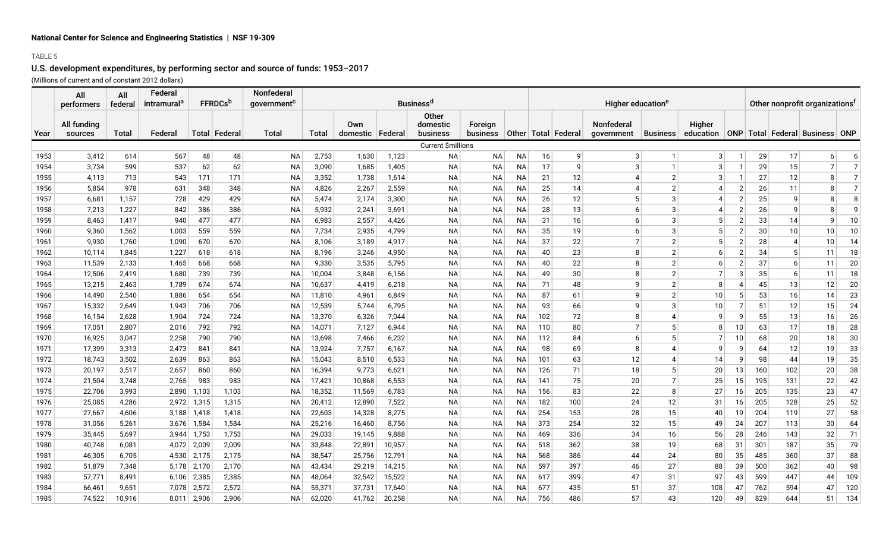National Center for Science and Engineering Statistics | NSF 19-309

TABLE 5

## U.S. development expenditures, by performing sector and source of funds: 1953–2017

(Millions of current and of constant 2012 dollars)

| | All performers | All federal | Federal intramural[a] | FFRDCs[b] | | Nonfederal government[c] | Business[d] | | | | | | Higher education[e] | | | | | | Other nonprofit organizations[f] | | | |
|---|---|---|---|---|---|---|---|---|---|---|---|---|---|---|---|---|---|---|---|---|---|---|
| Year | All funding sources | Total | Federal | Total | Federal | Total | Total | Own domestic | Federal | Other domestic business | Foreign business | Other | Total | Federal | Nonfederal government | Business | Higher education | ONP | Total | Federal | Business | ONP |
| | | | | | | | | | | Current $millions | | | | | | | | | | | | |
| 1953 | 3,412 | 614 | 567 | 48 | 48 | NA | 2,753 | 1,630 | 1,123 | NA | NA | NA | 16 | 9 | 3 | 1 | 3 | 1 | 29 | 17 | 6 | 6 |
| 1954 | 3,734 | 599 | 537 | 62 | 62 | NA | 3,090 | 1,685 | 1,405 | NA | NA | NA | 17 | 9 | 3 | 1 | 3 | 1 | 29 | 15 | 7 | 7 |
| 1955 | 4,113 | 713 | 543 | 171 | 171 | NA | 3,352 | 1,738 | 1,614 | NA | NA | NA | 21 | 12 | 4 | 2 | 3 | 1 | 27 | 12 | 8 | 7 |
| 1956 | 5,854 | 978 | 631 | 348 | 348 | NA | 4,826 | 2,267 | 2,559 | NA | NA | NA | 25 | 14 | 4 | 2 | 4 | 2 | 26 | 11 | 8 | 7 |
| 1957 | 6,681 | 1,157 | 728 | 429 | 429 | NA | 5,474 | 2,174 | 3,300 | NA | NA | NA | 26 | 12 | 5 | 3 | 4 | 2 | 25 | 9 | 8 | 8 |
| 1958 | 7,213 | 1,227 | 842 | 386 | 386 | NA | 5,932 | 2,241 | 3,691 | NA | NA | NA | 28 | 13 | 6 | 3 | 4 | 2 | 26 | 9 | 8 | 9 |
| 1959 | 8,463 | 1,417 | 940 | 477 | 477 | NA | 6,983 | 2,557 | 4,426 | NA | NA | NA | 31 | 16 | 6 | 3 | 5 | 2 | 33 | 14 | 9 | 10 |
| 1960 | 9,360 | 1,562 | 1,003 | 559 | 559 | NA | 7,734 | 2,935 | 4,799 | NA | NA | NA | 35 | 19 | 6 | 3 | 5 | 2 | 30 | 10 | 10 | 10 |
| 1961 | 9,930 | 1,760 | 1,090 | 670 | 670 | NA | 8,106 | 3,189 | 4,917 | NA | NA | NA | 37 | 22 | 7 | 2 | 5 | 2 | 28 | 4 | 10 | 14 |
| 1962 | 10,114 | 1,845 | 1,227 | 618 | 618 | NA | 8,196 | 3,246 | 4,950 | NA | NA | NA | 40 | 23 | 8 | 2 | 6 | 2 | 34 | 5 | 11 | 18 |
| 1963 | 11,539 | 2,133 | 1,465 | 668 | 668 | NA | 9,330 | 3,535 | 5,795 | NA | NA | NA | 40 | 22 | 8 | 2 | 6 | 2 | 37 | 6 | 11 | 20 |
| 1964 | 12,506 | 2,419 | 1,680 | 739 | 739 | NA | 10,004 | 3,848 | 6,156 | NA | NA | NA | 49 | 30 | 8 | 2 | 7 | 3 | 35 | 6 | 11 | 18 |
| 1965 | 13,215 | 2,463 | 1,789 | 674 | 674 | NA | 10,637 | 4,419 | 6,218 | NA | NA | NA | 71 | 48 | 9 | 2 | 8 | 4 | 45 | 13 | 12 | 20 |
| 1966 | 14,490 | 2,540 | 1,886 | 654 | 654 | NA | 11,810 | 4,961 | 6,849 | NA | NA | NA | 87 | 61 | 9 | 2 | 10 | 5 | 53 | 16 | 14 | 23 |
| 1967 | 15,332 | 2,649 | 1,943 | 706 | 706 | NA | 12,539 | 5,744 | 6,795 | NA | NA | NA | 93 | 66 | 9 | 3 | 10 | 7 | 51 | 12 | 15 | 24 |
| 1968 | 16,154 | 2,628 | 1,904 | 724 | 724 | NA | 13,370 | 6,326 | 7,044 | NA | NA | NA | 102 | 72 | 8 | 4 | 9 | 9 | 55 | 13 | 16 | 26 |
| 1969 | 17,051 | 2,807 | 2,016 | 792 | 792 | NA | 14,071 | 7,127 | 6,944 | NA | NA | NA | 110 | 80 | 7 | 5 | 8 | 10 | 63 | 17 | 18 | 28 |
| 1970 | 16,925 | 3,047 | 2,258 | 790 | 790 | NA | 13,698 | 7,466 | 6,232 | NA | NA | NA | 112 | 84 | 6 | 5 | 7 | 10 | 68 | 20 | 18 | 30 |
| 1971 | 17,399 | 3,313 | 2,473 | 841 | 841 | NA | 13,924 | 7,757 | 6,167 | NA | NA | NA | 98 | 69 | 8 | 4 | 9 | 9 | 64 | 12 | 19 | 33 |
| 1972 | 18,743 | 3,502 | 2,639 | 863 | 863 | NA | 15,043 | 8,510 | 6,533 | NA | NA | NA | 101 | 63 | 12 | 4 | 14 | 9 | 98 | 44 | 19 | 35 |
| 1973 | 20,197 | 3,517 | 2,657 | 860 | 860 | NA | 16,394 | 9,773 | 6,621 | NA | NA | NA | 126 | 71 | 18 | 5 | 20 | 13 | 160 | 102 | 20 | 38 |
| 1974 | 21,504 | 3,748 | 2,765 | 983 | 983 | NA | 17,421 | 10,868 | 6,553 | NA | NA | NA | 141 | 75 | 20 | 7 | 25 | 15 | 195 | 131 | 22 | 42 |
| 1975 | 22,706 | 3,993 | 2,890 | 1,103 | 1,103 | NA | 18,352 | 11,569 | 6,783 | NA | NA | NA | 156 | 83 | 22 | 8 | 27 | 16 | 205 | 135 | 23 | 47 |
| 1976 | 25,085 | 4,286 | 2,972 | 1,315 | 1,315 | NA | 20,412 | 12,890 | 7,522 | NA | NA | NA | 182 | 100 | 24 | 12 | 31 | 16 | 205 | 128 | 25 | 52 |
| 1977 | 27,667 | 4,606 | 3,188 | 1,418 | 1,418 | NA | 22,603 | 14,328 | 8,275 | NA | NA | NA | 254 | 153 | 28 | 15 | 40 | 19 | 204 | 119 | 27 | 58 |
| 1978 | 31,056 | 5,261 | 3,676 | 1,584 | 1,584 | NA | 25,216 | 16,460 | 8,756 | NA | NA | NA | 373 | 254 | 32 | 15 | 49 | 24 | 207 | 113 | 30 | 64 |
| 1979 | 35,445 | 5,697 | 3,944 | 1,753 | 1,753 | NA | 29,033 | 19,145 | 9,888 | NA | NA | NA | 469 | 336 | 34 | 16 | 56 | 28 | 246 | 143 | 32 | 71 |
| 1980 | 40,748 | 6,081 | 4,072 | 2,009 | 2,009 | NA | 33,848 | 22,891 | 10,957 | NA | NA | NA | 518 | 362 | 38 | 19 | 68 | 31 | 301 | 187 | 35 | 79 |
| 1981 | 46,305 | 6,705 | 4,530 | 2,175 | 2,175 | NA | 38,547 | 25,756 | 12,791 | NA | NA | NA | 568 | 386 | 44 | 24 | 80 | 35 | 485 | 360 | 37 | 88 |
| 1982 | 51,879 | 7,348 | 5,178 | 2,170 | 2,170 | NA | 43,434 | 29,219 | 14,215 | NA | NA | NA | 597 | 397 | 46 | 27 | 88 | 39 | 500 | 362 | 40 | 98 |
| 1983 | 57,771 | 8,491 | 6,106 | 2,385 | 2,385 | NA | 48,064 | 32,542 | 15,522 | NA | NA | NA | 617 | 399 | 47 | 31 | 97 | 43 | 599 | 447 | 44 | 109 |
| 1984 | 66,461 | 9,651 | 7,078 | 2,572 | 2,572 | NA | 55,371 | 37,731 | 17,640 | NA | NA | NA | 677 | 435 | 51 | 37 | 108 | 47 | 762 | 594 | 47 | 120 |
| 1985 | 74,522 | 10,916 | 8,011 | 2,906 | 2,906 | NA | 62,020 | 41,762 | 20,258 | NA | NA | NA | 756 | 486 | 57 | 43 | 120 | 49 | 829 | 644 | 51 | 134 |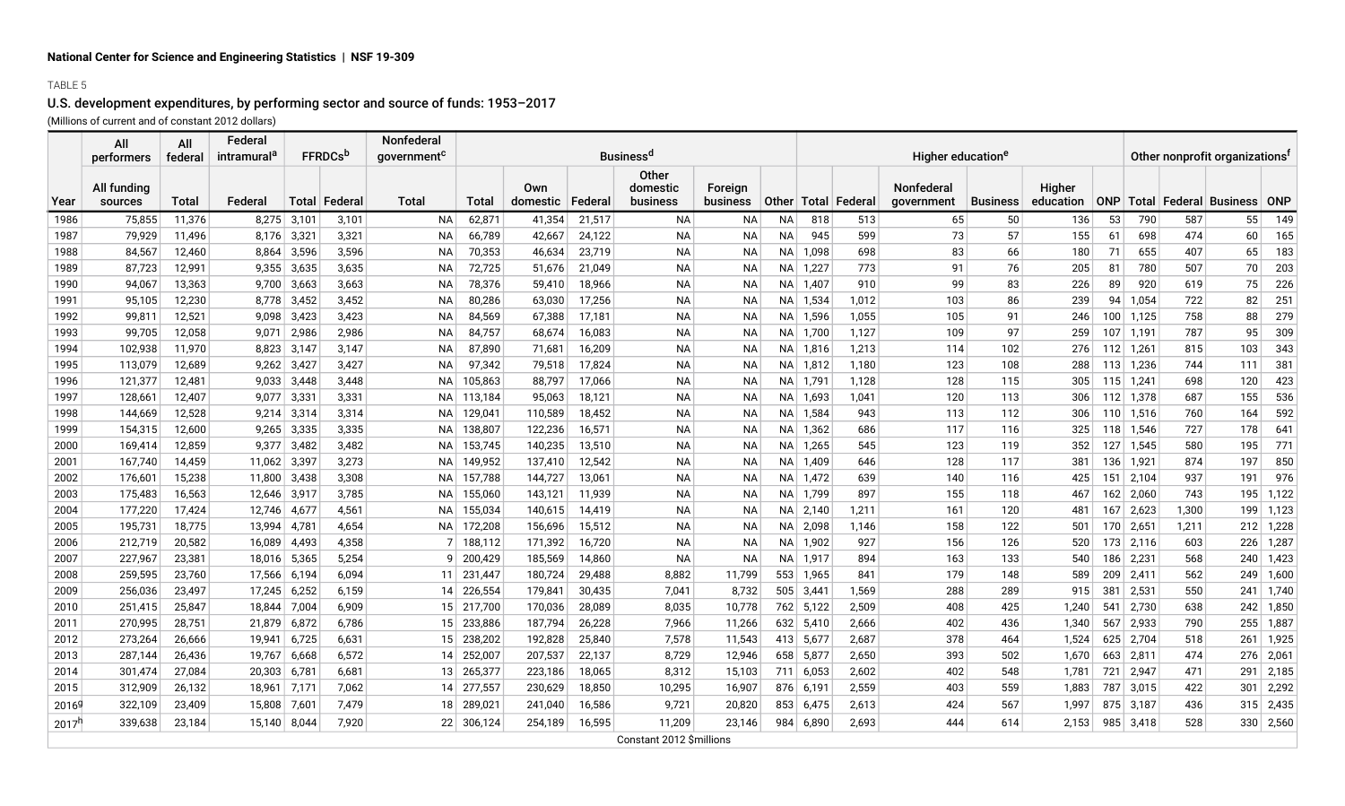National Center for Science and Engineering Statistics | NSF 19-309

TABLE 5

## U.S. development expenditures, by performing sector and source of funds: 1953–2017

(Millions of current and of constant 2012 dollars)

| | All performers | All federal | Federal intramural[a] | FFRDCs[b] | | Nonfederal government[c] | Business[d] | | | | | | Higher education[e] | | | | | | Other nonprofit organizations[f] | | | |
|---|---|---|---|---|---|---|---|---|---|---|---|---|---|---|---|---|---|---|---|---|---|---|
| Year | All funding sources | Total | Federal | Total | Federal | Total | Total | Own domestic | Federal | Other domestic business | Foreign business | Other | Total | Federal | Nonfederal government | Business | Higher education | ONP | Total | Federal | Business | ONP |
| 1986 | 75,855 | 11,376 | 8,275 | 3,101 | 3,101 | NA | 62,871 | 41,354 | 21,517 | NA | NA | NA | 818 | 513 | 65 | 50 | 136 | 53 | 790 | 587 | 55 | 149 |
| 1987 | 79,929 | 11,496 | 8,176 | 3,321 | 3,321 | NA | 66,789 | 42,667 | 24,122 | NA | NA | NA | 945 | 599 | 73 | 57 | 155 | 61 | 698 | 474 | 60 | 165 |
| 1988 | 84,567 | 12,460 | 8,864 | 3,596 | 3,596 | NA | 70,353 | 46,634 | 23,719 | NA | NA | NA | 1,098 | 698 | 83 | 66 | 180 | 71 | 655 | 407 | 65 | 183 |
| 1989 | 87,723 | 12,991 | 9,355 | 3,635 | 3,635 | NA | 72,725 | 51,676 | 21,049 | NA | NA | NA | 1,227 | 773 | 91 | 76 | 205 | 81 | 780 | 507 | 70 | 203 |
| 1990 | 94,067 | 13,363 | 9,700 | 3,663 | 3,663 | NA | 78,376 | 59,410 | 18,966 | NA | NA | NA | 1,407 | 910 | 99 | 83 | 226 | 89 | 920 | 619 | 75 | 226 |
| 1991 | 95,105 | 12,230 | 8,778 | 3,452 | 3,452 | NA | 80,286 | 63,030 | 17,256 | NA | NA | NA | 1,534 | 1,012 | 103 | 86 | 239 | 94 | 1,054 | 722 | 82 | 251 |
| 1992 | 99,811 | 12,521 | 9,098 | 3,423 | 3,423 | NA | 84,569 | 67,388 | 17,181 | NA | NA | NA | 1,596 | 1,055 | 105 | 91 | 246 | 100 | 1,125 | 758 | 88 | 279 |
| 1993 | 99,705 | 12,058 | 9,071 | 2,986 | 2,986 | NA | 84,757 | 68,674 | 16,083 | NA | NA | NA | 1,700 | 1,127 | 109 | 97 | 259 | 107 | 1,191 | 787 | 95 | 309 |
| 1994 | 102,938 | 11,970 | 8,823 | 3,147 | 3,147 | NA | 87,890 | 71,681 | 16,209 | NA | NA | NA | 1,816 | 1,213 | 114 | 102 | 276 | 112 | 1,261 | 815 | 103 | 343 |
| 1995 | 113,079 | 12,689 | 9,262 | 3,427 | 3,427 | NA | 97,342 | 79,518 | 17,824 | NA | NA | NA | 1,812 | 1,180 | 123 | 108 | 288 | 113 | 1,236 | 744 | 111 | 381 |
| 1996 | 121,377 | 12,481 | 9,033 | 3,448 | 3,448 | NA | 105,863 | 88,797 | 17,066 | NA | NA | NA | 1,791 | 1,128 | 128 | 115 | 305 | 115 | 1,241 | 698 | 120 | 423 |
| 1997 | 128,661 | 12,407 | 9,077 | 3,331 | 3,331 | NA | 113,184 | 95,063 | 18,121 | NA | NA | NA | 1,693 | 1,041 | 120 | 113 | 306 | 112 | 1,378 | 687 | 155 | 536 |
| 1998 | 144,669 | 12,528 | 9,214 | 3,314 | 3,314 | NA | 129,041 | 110,589 | 18,452 | NA | NA | NA | 1,584 | 943 | 113 | 112 | 306 | 110 | 1,516 | 760 | 164 | 592 |
| 1999 | 154,315 | 12,600 | 9,265 | 3,335 | 3,335 | NA | 138,807 | 122,236 | 16,571 | NA | NA | NA | 1,362 | 686 | 117 | 116 | 325 | 118 | 1,546 | 727 | 178 | 641 |
| 2000 | 169,414 | 12,859 | 9,377 | 3,482 | 3,482 | NA | 153,745 | 140,235 | 13,510 | NA | NA | NA | 1,265 | 545 | 123 | 119 | 352 | 127 | 1,545 | 580 | 195 | 771 |
| 2001 | 167,740 | 14,459 | 11,062 | 3,397 | 3,273 | NA | 149,952 | 137,410 | 12,542 | NA | NA | NA | 1,409 | 646 | 128 | 117 | 381 | 136 | 1,921 | 874 | 197 | 850 |
| 2002 | 176,601 | 15,238 | 11,800 | 3,438 | 3,308 | NA | 157,788 | 144,727 | 13,061 | NA | NA | NA | 1,472 | 639 | 140 | 116 | 425 | 151 | 2,104 | 937 | 191 | 976 |
| 2003 | 175,483 | 16,563 | 12,646 | 3,917 | 3,785 | NA | 155,060 | 143,121 | 11,939 | NA | NA | NA | 1,799 | 897 | 155 | 118 | 467 | 162 | 2,060 | 743 | 195 | 1,122 |
| 2004 | 177,220 | 17,424 | 12,746 | 4,677 | 4,561 | NA | 155,034 | 140,615 | 14,419 | NA | NA | NA | 2,140 | 1,211 | 161 | 120 | 481 | 167 | 2,623 | 1,300 | 199 | 1,123 |
| 2005 | 195,731 | 18,775 | 13,994 | 4,781 | 4,654 | NA | 172,208 | 156,696 | 15,512 | NA | NA | NA | 2,098 | 1,146 | 158 | 122 | 501 | 170 | 2,651 | 1,211 | 212 | 1,228 |
| 2006 | 212,719 | 20,582 | 16,089 | 4,493 | 4,358 | 7 | 188,112 | 171,392 | 16,720 | NA | NA | NA | 1,902 | 927 | 156 | 126 | 520 | 173 | 2,116 | 603 | 226 | 1,287 |
| 2007 | 227,967 | 23,381 | 18,016 | 5,365 | 5,254 | 9 | 200,429 | 185,569 | 14,860 | NA | NA | NA | 1,917 | 894 | 163 | 133 | 540 | 186 | 2,231 | 568 | 240 | 1,423 |
| 2008 | 259,595 | 23,760 | 17,566 | 6,194 | 6,094 | 11 | 231,447 | 180,724 | 29,488 | 8,882 | 11,799 | 553 | 1,965 | 841 | 179 | 148 | 589 | 209 | 2,411 | 562 | 249 | 1,600 |
| 2009 | 256,036 | 23,497 | 17,245 | 6,252 | 6,159 | 14 | 226,554 | 179,841 | 30,435 | 7,041 | 8,732 | 505 | 3,441 | 1,569 | 288 | 289 | 915 | 381 | 2,531 | 550 | 241 | 1,740 |
| 2010 | 251,415 | 25,847 | 18,844 | 7,004 | 6,909 | 15 | 217,700 | 170,036 | 28,089 | 8,035 | 10,778 | 762 | 5,122 | 2,509 | 408 | 425 | 1,240 | 541 | 2,730 | 638 | 242 | 1,850 |
| 2011 | 270,995 | 28,751 | 21,879 | 6,872 | 6,786 | 15 | 233,886 | 187,794 | 26,228 | 7,966 | 11,266 | 632 | 5,410 | 2,666 | 402 | 436 | 1,340 | 567 | 2,933 | 790 | 255 | 1,887 |
| 2012 | 273,264 | 26,666 | 19,941 | 6,725 | 6,631 | 15 | 238,202 | 192,828 | 25,840 | 7,578 | 11,543 | 413 | 5,677 | 2,687 | 378 | 464 | 1,524 | 625 | 2,704 | 518 | 261 | 1,925 |
| 2013 | 287,144 | 26,436 | 19,767 | 6,668 | 6,572 | 14 | 252,007 | 207,537 | 22,137 | 8,729 | 12,946 | 658 | 5,877 | 2,650 | 393 | 502 | 1,670 | 663 | 2,811 | 474 | 276 | 2,061 |
| 2014 | 301,474 | 27,084 | 20,303 | 6,781 | 6,681 | 13 | 265,377 | 223,186 | 18,065 | 8,312 | 15,103 | 711 | 6,053 | 2,602 | 402 | 548 | 1,781 | 721 | 2,947 | 471 | 291 | 2,185 |
| 2015 | 312,909 | 26,132 | 18,961 | 7,171 | 7,062 | 14 | 277,557 | 230,629 | 18,850 | 10,295 | 16,907 | 876 | 6,191 | 2,559 | 403 | 559 | 1,883 | 787 | 3,015 | 422 | 301 | 2,292 |
| 2016[g] | 322,109 | 23,409 | 15,808 | 7,601 | 7,479 | 18 | 289,021 | 241,040 | 16,586 | 9,721 | 20,820 | 853 | 6,475 | 2,613 | 424 | 567 | 1,997 | 875 | 3,187 | 436 | 315 | 2,435 |
| 2017[h] | 339,638 | 23,184 | 15,140 | 8,044 | 7,920 | 22 | 306,124 | 254,189 | 16,595 | 11,209 | 23,146 | 984 | 6,890 | 2,693 | 444 | 614 | 2,153 | 985 | 3,418 | 528 | 330 | 2,560 |

Constant 2012 $millions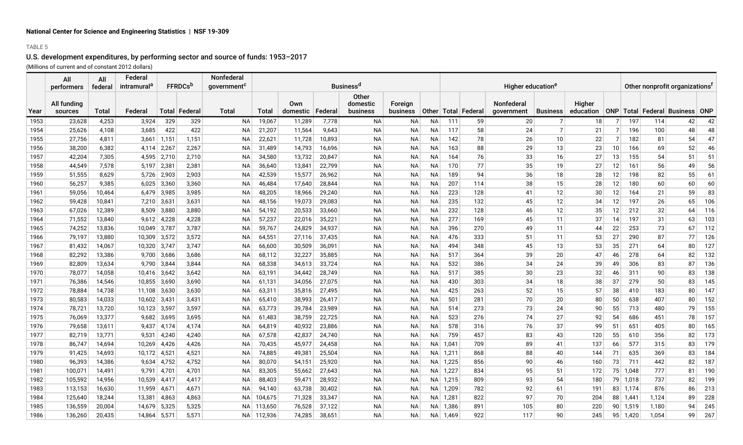National Center for Science and Engineering Statistics | NSF 19-309

TABLE 5

## U.S. development expenditures, by performing sector and source of funds: 1953–2017

(Millions of current and of constant 2012 dollars)

| | All performers | All federal | Federal intramural[a] | FFRDCs[b] | | Nonfederal government[c] | Business[d] | | | | | | Higher education[e] | | | | | | Other nonprofit organizations[f] | | | |
|---|---|---|---|---|---|---|---|---|---|---|---|---|---|---|---|---|---|---|---|---|---|---|
| Year | All funding sources | Total | Federal | Total | Federal | Total | Total | Own domestic | Federal | Other domestic business | Foreign business | Other | Total | Federal | Nonfederal government | Business | Higher education | ONP | Total | Federal | Business | ONP |
| 1953 | 23,628 | 4,253 | 3,924 | 329 | 329 | NA | 19,067 | 11,289 | 7,778 | NA | NA | NA | 111 | 59 | 20 | 7 | 18 | 7 | 197 | 114 | 42 | 42 |
| 1954 | 25,626 | 4,108 | 3,685 | 422 | 422 | NA | 21,207 | 11,564 | 9,643 | NA | NA | NA | 117 | 58 | 24 | 7 | 21 | 7 | 196 | 100 | 48 | 48 |
| 1955 | 27,756 | 4,811 | 3,661 | 1,151 | 1,151 | NA | 22,621 | 11,728 | 10,893 | NA | NA | NA | 142 | 78 | 26 | 10 | 22 | 7 | 182 | 81 | 54 | 47 |
| 1956 | 38,200 | 6,382 | 4,114 | 2,267 | 2,267 | NA | 31,489 | 14,793 | 16,696 | NA | NA | NA | 163 | 88 | 29 | 13 | 23 | 10 | 166 | 69 | 52 | 46 |
| 1957 | 42,204 | 7,305 | 4,595 | 2,710 | 2,710 | NA | 34,580 | 13,732 | 20,847 | NA | NA | NA | 164 | 76 | 33 | 16 | 27 | 13 | 155 | 54 | 51 | 51 |
| 1958 | 44,549 | 7,578 | 5,197 | 2,381 | 2,381 | NA | 36,640 | 13,841 | 22,799 | NA | NA | NA | 170 | 77 | 35 | 19 | 27 | 12 | 161 | 56 | 49 | 56 |
| 1959 | 51,555 | 8,629 | 5,726 | 2,903 | 2,903 | NA | 42,539 | 15,577 | 26,962 | NA | NA | NA | 189 | 94 | 36 | 18 | 28 | 12 | 198 | 82 | 55 | 61 |
| 1960 | 56,257 | 9,385 | 6,025 | 3,360 | 3,360 | NA | 46,484 | 17,640 | 28,844 | NA | NA | NA | 207 | 114 | 38 | 15 | 28 | 12 | 180 | 60 | 60 | 60 |
| 1961 | 59,056 | 10,464 | 6,479 | 3,985 | 3,985 | NA | 48,205 | 18,966 | 29,240 | NA | NA | NA | 223 | 128 | 41 | 12 | 30 | 12 | 164 | 21 | 59 | 83 |
| 1962 | 59,428 | 10,841 | 7,210 | 3,631 | 3,631 | NA | 48,156 | 19,073 | 29,083 | NA | NA | NA | 235 | 132 | 45 | 12 | 34 | 12 | 197 | 26 | 65 | 106 |
| 1963 | 67,026 | 12,389 | 8,509 | 3,880 | 3,880 | NA | 54,192 | 20,533 | 33,660 | NA | NA | NA | 232 | 128 | 46 | 12 | 35 | 12 | 212 | 32 | 64 | 116 |
| 1964 | 71,552 | 13,840 | 9,612 | 4,228 | 4,228 | NA | 57,237 | 22,016 | 35,221 | NA | NA | NA | 277 | 169 | 45 | 11 | 37 | 14 | 197 | 31 | 63 | 103 |
| 1965 | 74,252 | 13,836 | 10,049 | 3,787 | 3,787 | NA | 59,767 | 24,829 | 34,937 | NA | NA | NA | 396 | 270 | 49 | 11 | 44 | 22 | 253 | 73 | 67 | 112 |
| 1966 | 79,197 | 13,880 | 10,309 | 3,572 | 3,572 | NA | 64,551 | 27,116 | 37,435 | NA | NA | NA | 476 | 333 | 51 | 11 | 53 | 27 | 290 | 87 | 77 | 126 |
| 1967 | 81,432 | 14,067 | 10,320 | 3,747 | 3,747 | NA | 66,600 | 30,509 | 36,091 | NA | NA | NA | 494 | 348 | 45 | 13 | 53 | 35 | 271 | 64 | 80 | 127 |
| 1968 | 82,292 | 13,386 | 9,700 | 3,686 | 3,686 | NA | 68,112 | 32,227 | 35,885 | NA | NA | NA | 517 | 364 | 39 | 20 | 47 | 46 | 278 | 64 | 82 | 132 |
| 1969 | 82,809 | 13,634 | 9,790 | 3,844 | 3,844 | NA | 68,338 | 34,613 | 33,724 | NA | NA | NA | 532 | 386 | 34 | 24 | 39 | 49 | 306 | 83 | 87 | 136 |
| 1970 | 78,077 | 14,058 | 10,416 | 3,642 | 3,642 | NA | 63,191 | 34,442 | 28,749 | NA | NA | NA | 517 | 385 | 30 | 23 | 32 | 46 | 311 | 90 | 83 | 138 |
| 1971 | 76,386 | 14,546 | 10,855 | 3,690 | 3,690 | NA | 61,131 | 34,056 | 27,075 | NA | NA | NA | 430 | 303 | 34 | 18 | 38 | 37 | 279 | 50 | 83 | 145 |
| 1972 | 78,884 | 14,738 | 11,108 | 3,630 | 3,630 | NA | 63,311 | 35,816 | 27,495 | NA | NA | NA | 425 | 263 | 52 | 15 | 57 | 38 | 410 | 183 | 80 | 147 |
| 1973 | 80,583 | 14,033 | 10,602 | 3,431 | 3,431 | NA | 65,410 | 38,993 | 26,417 | NA | NA | NA | 501 | 281 | 70 | 20 | 80 | 50 | 638 | 407 | 80 | 152 |
| 1974 | 78,721 | 13,720 | 10,123 | 3,597 | 3,597 | NA | 63,773 | 39,784 | 23,989 | NA | NA | NA | 514 | 273 | 73 | 24 | 90 | 55 | 713 | 480 | 79 | 155 |
| 1975 | 76,069 | 13,377 | 9,682 | 3,695 | 3,695 | NA | 61,483 | 38,759 | 22,725 | NA | NA | NA | 523 | 276 | 74 | 27 | 92 | 54 | 686 | 451 | 78 | 157 |
| 1976 | 79,658 | 13,611 | 9,437 | 4,174 | 4,174 | NA | 64,819 | 40,932 | 23,886 | NA | NA | NA | 578 | 316 | 76 | 37 | 99 | 51 | 651 | 405 | 80 | 165 |
| 1977 | 82,719 | 13,771 | 9,531 | 4,240 | 4,240 | NA | 67,578 | 42,837 | 24,740 | NA | NA | NA | 759 | 457 | 83 | 43 | 120 | 55 | 610 | 356 | 82 | 173 |
| 1978 | 86,747 | 14,694 | 10,269 | 4,426 | 4,426 | NA | 70,435 | 45,977 | 24,458 | NA | NA | NA | 1,041 | 709 | 89 | 41 | 137 | 66 | 577 | 315 | 83 | 179 |
| 1979 | 91,425 | 14,693 | 10,172 | 4,521 | 4,521 | NA | 74,885 | 49,381 | 25,504 | NA | NA | NA | 1,211 | 868 | 88 | 40 | 144 | 71 | 635 | 369 | 83 | 184 |
| 1980 | 96,393 | 14,386 | 9,634 | 4,752 | 4,752 | NA | 80,070 | 54,151 | 25,920 | NA | NA | NA | 1,225 | 856 | 90 | 46 | 160 | 73 | 711 | 442 | 82 | 187 |
| 1981 | 100,071 | 14,491 | 9,791 | 4,701 | 4,701 | NA | 83,305 | 55,662 | 27,643 | NA | NA | NA | 1,227 | 834 | 95 | 51 | 172 | 75 | 1,048 | 777 | 81 | 190 |
| 1982 | 105,592 | 14,956 | 10,539 | 4,417 | 4,417 | NA | 88,403 | 59,471 | 28,932 | NA | NA | NA | 1,215 | 809 | 93 | 54 | 180 | 79 | 1,018 | 737 | 82 | 199 |
| 1983 | 113,153 | 16,630 | 11,959 | 4,671 | 4,671 | NA | 94,140 | 63,738 | 30,402 | NA | NA | NA | 1,209 | 782 | 92 | 61 | 191 | 83 | 1,174 | 876 | 86 | 213 |
| 1984 | 125,640 | 18,244 | 13,381 | 4,863 | 4,863 | NA | 104,675 | 71,328 | 33,347 | NA | NA | NA | 1,281 | 822 | 97 | 70 | 204 | 88 | 1,441 | 1,124 | 89 | 228 |
| 1985 | 136,559 | 20,004 | 14,679 | 5,325 | 5,325 | NA | 113,650 | 76,528 | 37,122 | NA | NA | NA | 1,386 | 891 | 105 | 80 | 220 | 90 | 1,519 | 1,180 | 94 | 245 |
| 1986 | 136,260 | 20,435 | 14,864 | 5,571 | 5,571 | NA | 112,936 | 74,285 | 38,651 | NA | NA | NA | 1,469 | 922 | 117 | 90 | 245 | 95 | 1,420 | 1,054 | 99 | 267 |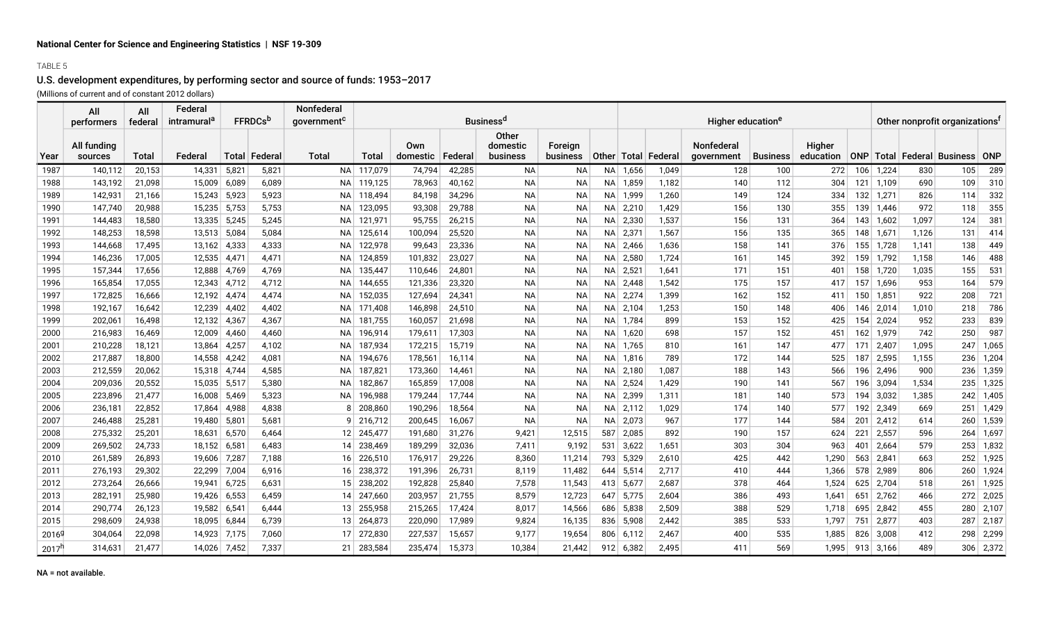National Center for Science and Engineering Statistics | NSF 19-309

TABLE 5

## U.S. development expenditures, by performing sector and source of funds: 1953–2017

(Millions of current and of constant 2012 dollars)

| | All performers | All federal | Federal intramural[a] | FFRDCs[b] | | Nonfederal government[c] | Business[d] | | | | | | Higher education[e] | | | | | | Other nonprofit organizations[f] | | | |
|---|---|---|---|---|---|---|---|---|---|---|---|---|---|---|---|---|---|---|---|---|---|---|
| Year | All funding sources | Total | Federal | Total | Federal | Total | Total | Own domestic | Federal | Other domestic business | Foreign business | Other | Total | Federal | Nonfederal government | Business | Higher education | ONP | Total | Federal | Business | ONP |
| 1987 | 140,112 | 20,153 | 14,331 | 5,821 | 5,821 | NA | 117,079 | 74,794 | 42,285 | NA | NA | NA | 1,656 | 1,049 | 128 | 100 | 272 | 106 | 1,224 | 830 | 105 | 289 |
| 1988 | 143,192 | 21,098 | 15,009 | 6,089 | 6,089 | NA | 119,125 | 78,963 | 40,162 | NA | NA | NA | 1,859 | 1,182 | 140 | 112 | 304 | 121 | 1,109 | 690 | 109 | 310 |
| 1989 | 142,931 | 21,166 | 15,243 | 5,923 | 5,923 | NA | 118,494 | 84,198 | 34,296 | NA | NA | NA | 1,999 | 1,260 | 149 | 124 | 334 | 132 | 1,271 | 826 | 114 | 332 |
| 1990 | 147,740 | 20,988 | 15,235 | 5,753 | 5,753 | NA | 123,095 | 93,308 | 29,788 | NA | NA | NA | 2,210 | 1,429 | 156 | 130 | 355 | 139 | 1,446 | 972 | 118 | 355 |
| 1991 | 144,483 | 18,580 | 13,335 | 5,245 | 5,245 | NA | 121,971 | 95,755 | 26,215 | NA | NA | NA | 2,330 | 1,537 | 156 | 131 | 364 | 143 | 1,602 | 1,097 | 124 | 381 |
| 1992 | 148,253 | 18,598 | 13,513 | 5,084 | 5,084 | NA | 125,614 | 100,094 | 25,520 | NA | NA | NA | 2,371 | 1,567 | 156 | 135 | 365 | 148 | 1,671 | 1,126 | 131 | 414 |
| 1993 | 144,668 | 17,495 | 13,162 | 4,333 | 4,333 | NA | 122,978 | 99,643 | 23,336 | NA | NA | NA | 2,466 | 1,636 | 158 | 141 | 376 | 155 | 1,728 | 1,141 | 138 | 449 |
| 1994 | 146,236 | 17,005 | 12,535 | 4,471 | 4,471 | NA | 124,859 | 101,832 | 23,027 | NA | NA | NA | 2,580 | 1,724 | 161 | 145 | 392 | 159 | 1,792 | 1,158 | 146 | 488 |
| 1995 | 157,344 | 17,656 | 12,888 | 4,769 | 4,769 | NA | 135,447 | 110,646 | 24,801 | NA | NA | NA | 2,521 | 1,641 | 171 | 151 | 401 | 158 | 1,720 | 1,035 | 155 | 531 |
| 1996 | 165,854 | 17,055 | 12,343 | 4,712 | 4,712 | NA | 144,655 | 121,336 | 23,320 | NA | NA | NA | 2,448 | 1,542 | 175 | 157 | 417 | 157 | 1,696 | 953 | 164 | 579 |
| 1997 | 172,825 | 16,666 | 12,192 | 4,474 | 4,474 | NA | 152,035 | 127,694 | 24,341 | NA | NA | NA | 2,274 | 1,399 | 162 | 152 | 411 | 150 | 1,851 | 922 | 208 | 721 |
| 1998 | 192,167 | 16,642 | 12,239 | 4,402 | 4,402 | NA | 171,408 | 146,898 | 24,510 | NA | NA | NA | 2,104 | 1,253 | 150 | 148 | 406 | 146 | 2,014 | 1,010 | 218 | 786 |
| 1999 | 202,061 | 16,498 | 12,132 | 4,367 | 4,367 | NA | 181,755 | 160,057 | 21,698 | NA | NA | NA | 1,784 | 899 | 153 | 152 | 425 | 154 | 2,024 | 952 | 233 | 839 |
| 2000 | 216,983 | 16,469 | 12,009 | 4,460 | 4,460 | NA | 196,914 | 179,611 | 17,303 | NA | NA | NA | 1,620 | 698 | 157 | 152 | 451 | 162 | 1,979 | 742 | 250 | 987 |
| 2001 | 210,228 | 18,121 | 13,864 | 4,257 | 4,102 | NA | 187,934 | 172,215 | 15,719 | NA | NA | NA | 1,765 | 810 | 161 | 147 | 477 | 171 | 2,407 | 1,095 | 247 | 1,065 |
| 2002 | 217,887 | 18,800 | 14,558 | 4,242 | 4,081 | NA | 194,676 | 178,561 | 16,114 | NA | NA | NA | 1,816 | 789 | 172 | 144 | 525 | 187 | 2,595 | 1,155 | 236 | 1,204 |
| 2003 | 212,559 | 20,062 | 15,318 | 4,744 | 4,585 | NA | 187,821 | 173,360 | 14,461 | NA | NA | NA | 2,180 | 1,087 | 188 | 143 | 566 | 196 | 2,496 | 900 | 236 | 1,359 |
| 2004 | 209,036 | 20,552 | 15,035 | 5,517 | 5,380 | NA | 182,867 | 165,859 | 17,008 | NA | NA | NA | 2,524 | 1,429 | 190 | 141 | 567 | 196 | 3,094 | 1,534 | 235 | 1,325 |
| 2005 | 223,896 | 21,477 | 16,008 | 5,469 | 5,323 | NA | 196,988 | 179,244 | 17,744 | NA | NA | NA | 2,399 | 1,311 | 181 | 140 | 573 | 194 | 3,032 | 1,385 | 242 | 1,405 |
| 2006 | 236,181 | 22,852 | 17,864 | 4,988 | 4,838 | 8 | 208,860 | 190,296 | 18,564 | NA | NA | NA | 2,112 | 1,029 | 174 | 140 | 577 | 192 | 2,349 | 669 | 251 | 1,429 |
| 2007 | 246,488 | 25,281 | 19,480 | 5,801 | 5,681 | 9 | 216,712 | 200,645 | 16,067 | NA | NA | NA | 2,073 | 967 | 177 | 144 | 584 | 201 | 2,412 | 614 | 260 | 1,539 |
| 2008 | 275,332 | 25,201 | 18,631 | 6,570 | 6,464 | 12 | 245,477 | 191,680 | 31,276 | 9,421 | 12,515 | 587 | 2,085 | 892 | 190 | 157 | 624 | 221 | 2,557 | 596 | 264 | 1,697 |
| 2009 | 269,502 | 24,733 | 18,152 | 6,581 | 6,483 | 14 | 238,469 | 189,299 | 32,036 | 7,411 | 9,192 | 531 | 3,622 | 1,651 | 303 | 304 | 963 | 401 | 2,664 | 579 | 253 | 1,832 |
| 2010 | 261,589 | 26,893 | 19,606 | 7,287 | 7,188 | 16 | 226,510 | 176,917 | 29,226 | 8,360 | 11,214 | 793 | 5,329 | 2,610 | 425 | 442 | 1,290 | 563 | 2,841 | 663 | 252 | 1,925 |
| 2011 | 276,193 | 29,302 | 22,299 | 7,004 | 6,916 | 16 | 238,372 | 191,396 | 26,731 | 8,119 | 11,482 | 644 | 5,514 | 2,717 | 410 | 444 | 1,366 | 578 | 2,989 | 806 | 260 | 1,924 |
| 2012 | 273,264 | 26,666 | 19,941 | 6,725 | 6,631 | 15 | 238,202 | 192,828 | 25,840 | 7,578 | 11,543 | 413 | 5,677 | 2,687 | 378 | 464 | 1,524 | 625 | 2,704 | 518 | 261 | 1,925 |
| 2013 | 282,191 | 25,980 | 19,426 | 6,553 | 6,459 | 14 | 247,660 | 203,957 | 21,755 | 8,579 | 12,723 | 647 | 5,775 | 2,604 | 386 | 493 | 1,641 | 651 | 2,762 | 466 | 272 | 2,025 |
| 2014 | 290,774 | 26,123 | 19,582 | 6,541 | 6,444 | 13 | 255,958 | 215,265 | 17,424 | 8,017 | 14,566 | 686 | 5,838 | 2,509 | 388 | 529 | 1,718 | 695 | 2,842 | 455 | 280 | 2,107 |
| 2015 | 298,609 | 24,938 | 18,095 | 6,844 | 6,739 | 13 | 264,873 | 220,090 | 17,989 | 9,824 | 16,135 | 836 | 5,908 | 2,442 | 385 | 533 | 1,797 | 751 | 2,877 | 403 | 287 | 2,187 |
| 2016[g] | 304,064 | 22,098 | 14,923 | 7,175 | 7,060 | 17 | 272,830 | 227,537 | 15,657 | 9,177 | 19,654 | 806 | 6,112 | 2,467 | 400 | 535 | 1,885 | 826 | 3,008 | 412 | 298 | 2,299 |
| 2017[h] | 314,631 | 21,477 | 14,026 | 7,452 | 7,337 | 21 | 283,584 | 235,474 | 15,373 | 10,384 | 21,442 | 912 | 6,382 | 2,495 | 411 | 569 | 1,995 | 913 | 3,166 | 489 | 306 | 2,372 |

NA = not available.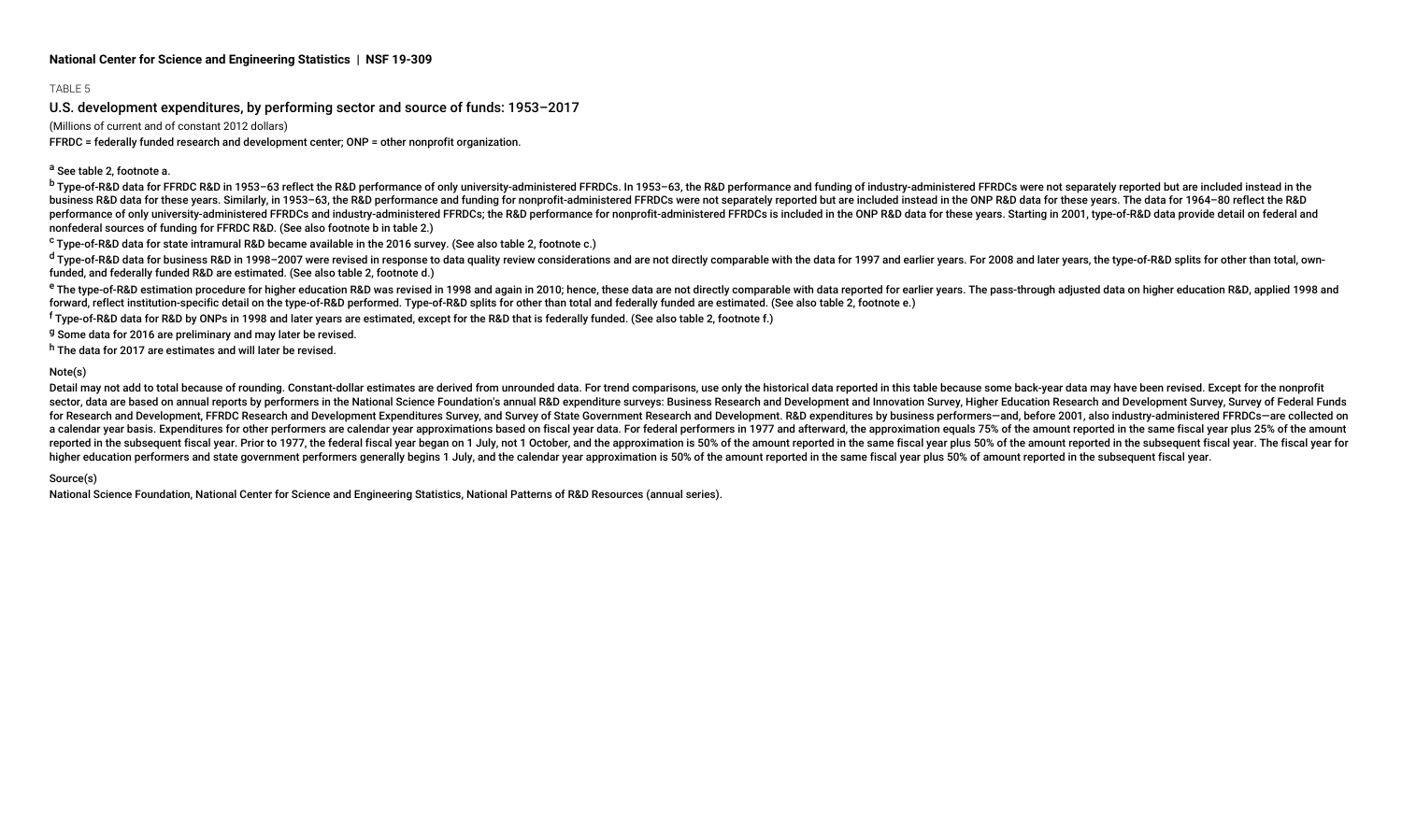**National Center for Science and Engineering Statistics | NSF 19-309**

TABLE 5

## U.S. development expenditures, by performing sector and source of funds: 1953–2017

(Millions of current and of constant 2012 dollars)

FFRDC = federally funded research and development center; ONP = other nonprofit organization.

[a] See table 2, footnote a.

[b] Type-of-R&D data for FFRDC R&D in 1953–63 reflect the R&D performance of only university-administered FFRDCs. In 1953–63, the R&D performance and funding of industry-administered FFRDCs were not separately reported but are included instead in the business R&D data for these years. Similarly, in 1953–63, the R&D performance and funding for nonprofit-administered FFRDCs were not separately reported but are included instead in the ONP R&D data for these years. The data for 1964–80 reflect the R&D performance of only university-administered FFRDCs and industry-administered FFRDCs; the R&D performance for nonprofit-administered FFRDCs is included in the ONP R&D data for these years. Starting in 2001, type-of-R&D data provide detail on federal and nonfederal sources of funding for FFRDC R&D. (See also footnote b in table 2.)

[c] Type-of-R&D data for state intramural R&D became available in the 2016 survey. (See also table 2, footnote c.)

[d] Type-of-R&D data for business R&D in 1998–2007 were revised in response to data quality review considerations and are not directly comparable with the data for 1997 and earlier years. For 2008 and later years, the type-of-R&D splits for other than total, own-funded, and federally funded R&D are estimated. (See also table 2, footnote d.)

[e] The type-of-R&D estimation procedure for higher education R&D was revised in 1998 and again in 2010; hence, these data are not directly comparable with data reported for earlier years. The pass-through adjusted data on higher education R&D, applied 1998 and forward, reflect institution-specific detail on the type-of-R&D performed. Type-of-R&D splits for other than total and federally funded are estimated. (See also table 2, footnote e.)

[f] Type-of-R&D data for R&D by ONPs in 1998 and later years are estimated, except for the R&D that is federally funded. (See also table 2, footnote f.)

[g] Some data for 2016 are preliminary and may later be revised.

[h] The data for 2017 are estimates and will later be revised.

Note(s)

Detail may not add to total because of rounding. Constant-dollar estimates are derived from unrounded data. For trend comparisons, use only the historical data reported in this table because some back-year data may have been revised. Except for the nonprofit sector, data are based on annual reports by performers in the National Science Foundation's annual R&D expenditure surveys: Business Research and Development and Innovation Survey, Higher Education Research and Development Survey, Survey of Federal Funds for Research and Development, FFRDC Research and Development Expenditures Survey, and Survey of State Government Research and Development. R&D expenditures by business performers—and, before 2001, also industry-administered FFRDCs—are collected on a calendar year basis. Expenditures for other performers are calendar year approximations based on fiscal year data. For federal performers in 1977 and afterward, the approximation equals 75% of the amount reported in the same fiscal year plus 25% of the amount reported in the subsequent fiscal year. Prior to 1977, the federal fiscal year began on 1 July, not 1 October, and the approximation is 50% of the amount reported in the same fiscal year plus 50% of the amount reported in the subsequent fiscal year. The fiscal year for higher education performers and state government performers generally begins 1 July, and the calendar year approximation is 50% of the amount reported in the same fiscal year plus 50% of amount reported in the subsequent fiscal year.

Source(s)

National Science Foundation, National Center for Science and Engineering Statistics, National Patterns of R&D Resources (annual series).